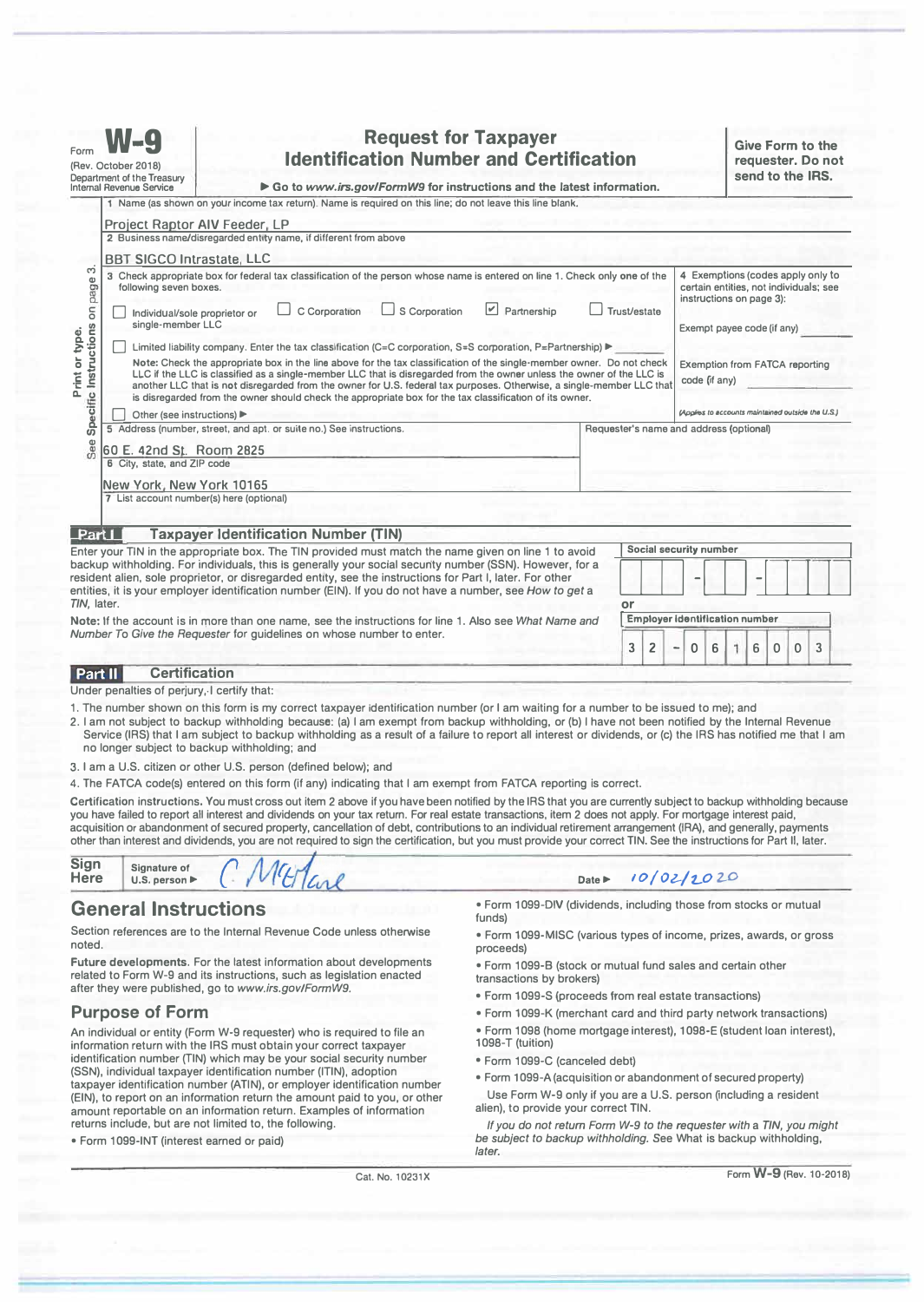Form **W-9**
(Rev. October 2018)
Department of the Treasury
Internal Revenue Service

# Request for Taxpayer Identification Number and Certification

▶ Go to *www.irs.gov/FormW9* for instructions and the latest information.

**Give Form to the requester. Do not send to the IRS.**

1 Name (as shown on your income tax return). Name is required on this line; do not leave this line blank.

Project Raptor AIV Feeder, LP

2 Business name/disregarded entity name, if different from above

BBT SIGCO Intrastate, LLC

3 Check appropriate box for federal tax classification of the person whose name is entered on line 1. Check only **one** of the following seven boxes.

- ☐ Individual/sole proprietor or single-member LLC
- ☐ C Corporation
- ☐ S Corporation
- ☑ Partnership
- ☐ Trust/estate
- ☐ Limited liability company. Enter the tax classification (C=C corporation, S=S corporation, P=Partnership) ▶

**Note:** Check the appropriate box in the line above for the tax classification of the single-member owner. Do not check LLC if the LLC is classified as a single-member LLC that is disregarded from the owner unless the owner of the LLC is another LLC that is **not** disregarded from the owner for U.S. federal tax purposes. Otherwise, a single-member LLC that is disregarded from the owner should check the appropriate box for the tax classification of its owner.

- ☐ Other (see instructions) ▶

4 Exemptions (codes apply only to certain entities, not individuals; see instructions on page 3):

Exempt payee code (if any)

Exemption from FATCA reporting code (if any)

*(Applies to accounts maintained outside the U.S.)*

5 Address (number, street, and apt. or suite no.) See instructions.

60 E. 42nd St. Room 2825

Requester's name and address (optional)

6 City, state, and ZIP code

New York, New York 10165

7 List account number(s) here (optional)

Print or type. See **Specific Instructions** on page 3.

## Part I Taxpayer Identification Number (TIN)

Enter your TIN in the appropriate box. The TIN provided must match the name given on line 1 to avoid backup withholding. For individuals, this is generally your social security number (SSN). However, for a resident alien, sole proprietor, or disregarded entity, see the instructions for Part I, later. For other entities, it is your employer identification number (EIN). If you do not have a number, see *How to get a TIN,* later.

**Note:** If the account is in more than one name, see the instructions for line 1. Also see *What Name and Number To Give the Requester* for guidelines on whose number to enter.

**Social security number**

[ ][ ][ ] – [ ][ ] – [ ][ ][ ][ ]

**or**

**Employer identification number**

3 2 – 0 6 1 6 0 0 3

## Part II Certification

Under penalties of perjury, I certify that:

1. The number shown on this form is my correct taxpayer identification number (or I am waiting for a number to be issued to me); and
2. I am not subject to backup withholding because: (a) I am exempt from backup withholding, or (b) I have not been notified by the Internal Revenue Service (IRS) that I am subject to backup withholding as a result of a failure to report all interest or dividends, or (c) the IRS has notified me that I am no longer subject to backup withholding; and
3. I am a U.S. citizen or other U.S. person (defined below); and
4. The FATCA code(s) entered on this form (if any) indicating that I am exempt from FATCA reporting is correct.

**Certification instructions.** You must cross out item 2 above if you have been notified by the IRS that you are currently subject to backup withholding because you have failed to report all interest and dividends on your tax return. For real estate transactions, item 2 does not apply. For mortgage interest paid, acquisition or abandonment of secured property, cancellation of debt, contributions to an individual retirement arrangement (IRA), and generally, payments other than interest and dividends, you are not required to sign the certification, but you must provide your correct TIN. See the instructions for Part II, later.

**Sign Here** Signature of U.S. person ▶ C. McFarland    Date ▶ 10/02/2020

## General Instructions

Section references are to the Internal Revenue Code unless otherwise noted.

**Future developments.** For the latest information about developments related to Form W-9 and its instructions, such as legislation enacted after they were published, go to *www.irs.gov/FormW9.*

## Purpose of Form

An individual or entity (Form W-9 requester) who is required to file an information return with the IRS must obtain your correct taxpayer identification number (TIN) which may be your social security number (SSN), individual taxpayer identification number (ITIN), adoption taxpayer identification number (ATIN), or employer identification number (EIN), to report on an information return the amount paid to you, or other amount reportable on an information return. Examples of information returns include, but are not limited to, the following.

- Form 1099-INT (interest earned or paid)
- Form 1099-DIV (dividends, including those from stocks or mutual funds)
- Form 1099-MISC (various types of income, prizes, awards, or gross proceeds)
- Form 1099-B (stock or mutual fund sales and certain other transactions by brokers)
- Form 1099-S (proceeds from real estate transactions)
- Form 1099-K (merchant card and third party network transactions)
- Form 1098 (home mortgage interest), 1098-E (student loan interest), 1098-T (tuition)
- Form 1099-C (canceled debt)
- Form 1099-A (acquisition or abandonment of secured property)

Use Form W-9 only if you are a U.S. person (including a resident alien), to provide your correct TIN.

*If you do not return Form W-9 to the requester with a TIN, you might be subject to backup withholding. See* What is backup withholding, *later.*

Cat. No. 10231X    Form **W-9** (Rev. 10-2018)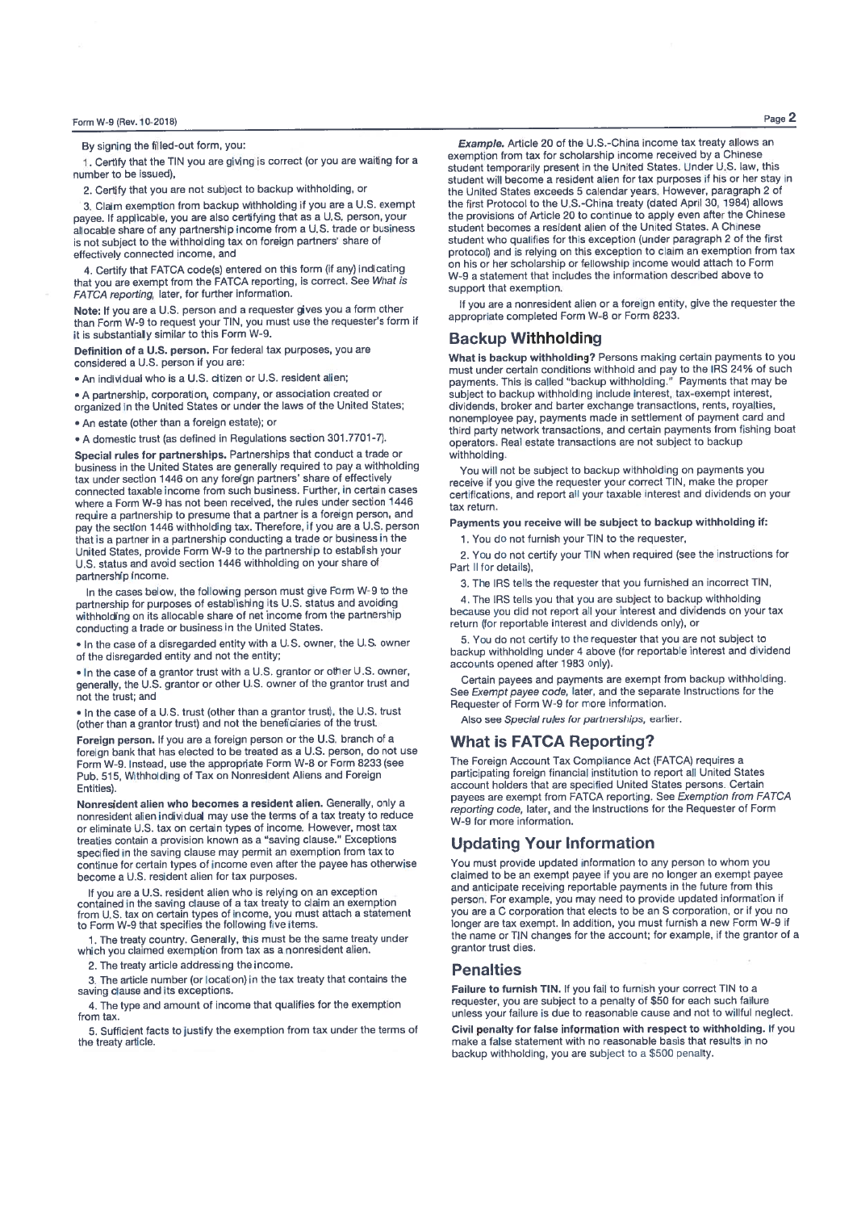By signing the filled-out form, you:

1. Certify that the TIN you are giving is correct (or you are waiting for a number to be issued),

2. Certify that you are not subject to backup withholding, or

3. Claim exemption from backup withholding if you are a U.S. exempt payee. If applicable, you are also certifying that as a U.S. person, your allocable share of any partnership income from a U.S. trade or business is not subject to the withholding tax on foreign partners' share of effectively connected income, and

4. Certify that FATCA code(s) entered on this form (if any) indicating that you are exempt from the FATCA reporting, is correct. See *What is FATCA reporting*, later, for further information.

**Note:** If you are a U.S. person and a requester gives you a form other than Form W-9 to request your TIN, you must use the requester's form if it is substantially similar to this Form W-9.

**Definition of a U.S. person.** For federal tax purposes, you are considered a U.S. person if you are:

- An individual who is a U.S. citizen or U.S. resident alien;
- A partnership, corporation, company, or association created or organized in the United States or under the laws of the United States;
- An estate (other than a foreign estate); or
- A domestic trust (as defined in Regulations section 301.7701-7).

**Special rules for partnerships.** Partnerships that conduct a trade or business in the United States are generally required to pay a withholding tax under section 1446 on any foreign partners' share of effectively connected taxable income from such business. Further, in certain cases where a Form W-9 has not been received, the rules under section 1446 require a partnership to presume that a partner is a foreign person, and pay the section 1446 withholding tax. Therefore, if you are a U.S. person that is a partner in a partnership conducting a trade or business in the United States, provide Form W-9 to the partnership to establish your U.S. status and avoid section 1446 withholding on your share of partnership income.

In the cases below, the following person must give Form W-9 to the partnership for purposes of establishing its U.S. status and avoiding withholding on its allocable share of net income from the partnership conducting a trade or business in the United States.

- In the case of a disregarded entity with a U.S. owner, the U.S. owner of the disregarded entity and not the entity;
- In the case of a grantor trust with a U.S. grantor or other U.S. owner, generally, the U.S. grantor or other U.S. owner of the grantor trust and not the trust; and
- In the case of a U.S. trust (other than a grantor trust), the U.S. trust (other than a grantor trust) and not the beneficiaries of the trust.

**Foreign person.** If you are a foreign person or the U.S. branch of a foreign bank that has elected to be treated as a U.S. person, do not use Form W-9. Instead, use the appropriate Form W-8 or Form 8233 (see Pub. 515, Withholding of Tax on Nonresident Aliens and Foreign Entities).

**Nonresident alien who becomes a resident alien.** Generally, only a nonresident alien individual may use the terms of a tax treaty to reduce or eliminate U.S. tax on certain types of income. However, most tax treaties contain a provision known as a "saving clause." Exceptions specified in the saving clause may permit an exemption from tax to continue for certain types of income even after the payee has otherwise become a U.S. resident alien for tax purposes.

If you are a U.S. resident alien who is relying on an exception contained in the saving clause of a tax treaty to claim an exemption from U.S. tax on certain types of income, you must attach a statement to Form W-9 that specifies the following five items.

1. The treaty country. Generally, this must be the same treaty under which you claimed exemption from tax as a nonresident alien.

2. The treaty article addressing the income.

3. The article number (or location) in the tax treaty that contains the saving clause and its exceptions.

4. The type and amount of income that qualifies for the exemption from tax.

5. Sufficient facts to justify the exemption from tax under the terms of the treaty article.

***Example.*** Article 20 of the U.S.-China income tax treaty allows an exemption from tax for scholarship income received by a Chinese student temporarily present in the United States. Under U.S. law, this student will become a resident alien for tax purposes if his or her stay in the United States exceeds 5 calendar years. However, paragraph 2 of the first Protocol to the U.S.-China treaty (dated April 30, 1984) allows the provisions of Article 20 to continue to apply even after the Chinese student becomes a resident alien of the United States. A Chinese student who qualifies for this exception (under paragraph 2 of the first protocol) and is relying on this exception to claim an exemption from tax on his or her scholarship or fellowship income would attach to Form W-9 a statement that includes the information described above to support that exemption.

If you are a nonresident alien or a foreign entity, give the requester the appropriate completed Form W-8 or Form 8233.

## Backup Withholding

**What is backup withholding?** Persons making certain payments to you must under certain conditions withhold and pay to the IRS 24% of such payments. This is called "backup withholding." Payments that may be subject to backup withholding include interest, tax-exempt interest, dividends, broker and barter exchange transactions, rents, royalties, nonemployee pay, payments made in settlement of payment card and third party network transactions, and certain payments from fishing boat operators. Real estate transactions are not subject to backup withholding.

You will not be subject to backup withholding on payments you receive if you give the requester your correct TIN, make the proper certifications, and report all your taxable interest and dividends on your tax return.

**Payments you receive will be subject to backup withholding if:**

1. You do not furnish your TIN to the requester,

2. You do not certify your TIN when required (see the instructions for Part II for details),

3. The IRS tells the requester that you furnished an incorrect TIN,

4. The IRS tells you that you are subject to backup withholding because you did not report all your interest and dividends on your tax return (for reportable interest and dividends only), or

5. You do not certify to the requester that you are not subject to backup withholding under 4 above (for reportable interest and dividend accounts opened after 1983 only).

Certain payees and payments are exempt from backup withholding. See *Exempt payee code*, later, and the separate Instructions for the Requester of Form W-9 for more information.

Also see *Special rules for partnerships*, earlier.

## What is FATCA Reporting?

The Foreign Account Tax Compliance Act (FATCA) requires a participating foreign financial institution to report all United States account holders that are specified United States persons. Certain payees are exempt from FATCA reporting. See *Exemption from FATCA reporting code*, later, and the Instructions for the Requester of Form W-9 for more information.

## Updating Your Information

You must provide updated information to any person to whom you claimed to be an exempt payee if you are no longer an exempt payee and anticipate receiving reportable payments in the future from this person. For example, you may need to provide updated information if you are a C corporation that elects to be an S corporation, or if you no longer are tax exempt. In addition, you must furnish a new Form W-9 if the name or TIN changes for the account; for example, if the grantor of a grantor trust dies.

## Penalties

**Failure to furnish TIN.** If you fail to furnish your correct TIN to a requester, you are subject to a penalty of $50 for each such failure unless your failure is due to reasonable cause and not to willful neglect.

**Civil penalty for false information with respect to withholding.** If you make a false statement with no reasonable basis that results in no backup withholding, you are subject to a $500 penalty.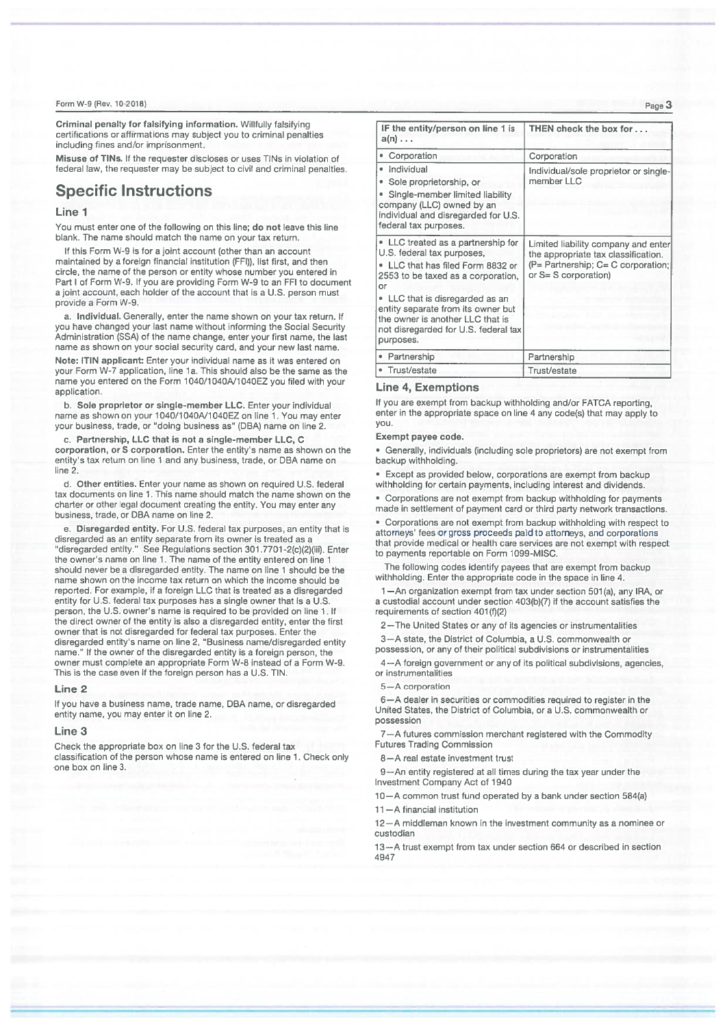**Criminal penalty for falsifying information.** Willfully falsifying certifications or affirmations may subject you to criminal penalties including fines and/or imprisonment.

**Misuse of TINs.** If the requester discloses or uses TINs in violation of federal law, the requester may be subject to civil and criminal penalties.

## Specific Instructions

### Line 1

You must enter one of the following on this line; **do not** leave this line blank. The name should match the name on your tax return.

If this Form W-9 is for a joint account (other than an account maintained by a foreign financial institution (FFI)), list first, and then circle, the name of the person or entity whose number you entered in Part I of Form W-9. If you are providing Form W-9 to an FFI to document a joint account, each holder of the account that is a U.S. person must provide a Form W-9.

a. **Individual.** Generally, enter the name shown on your tax return. If you have changed your last name without informing the Social Security Administration (SSA) of the name change, enter your first name, the last name as shown on your social security card, and your new last name.

**Note: ITIN applicant:** Enter your individual name as it was entered on your Form W-7 application, line 1a. This should also be the same as the name you entered on the Form 1040/1040A/1040EZ you filed with your application.

b. **Sole proprietor or single-member LLC.** Enter your individual name as shown on your 1040/1040A/1040EZ on line 1. You may enter your business, trade, or "doing business as" (DBA) name on line 2.

c. **Partnership, LLC that is not a single-member LLC, C corporation, or S corporation.** Enter the entity's name as shown on the entity's tax return on line 1 and any business, trade, or DBA name on line 2.

d. **Other entities.** Enter your name as shown on required U.S. federal tax documents on line 1. This name should match the name shown on the charter or other legal document creating the entity. You may enter any business, trade, or DBA name on line 2.

e. **Disregarded entity.** For U.S. federal tax purposes, an entity that is disregarded as an entity separate from its owner is treated as a "disregarded entity." See Regulations section 301.7701-2(c)(2)(iii). Enter the owner's name on line 1. The name of the entity entered on line 1 should never be a disregarded entity. The name on line 1 should be the name shown on the income tax return on which the income should be reported. For example, if a foreign LLC that is treated as a disregarded entity for U.S. federal tax purposes has a single owner that is a U.S. person, the U.S. owner's name is required to be provided on line 1. If the direct owner of the entity is also a disregarded entity, enter the first owner that is not disregarded for federal tax purposes. Enter the disregarded entity's name on line 2, "Business name/disregarded entity name." If the owner of the disregarded entity is a foreign person, the owner must complete an appropriate Form W-8 instead of a Form W-9. This is the case even if the foreign person has a U.S. TIN.

### Line 2

If you have a business name, trade name, DBA name, or disregarded entity name, you may enter it on line 2.

### Line 3

Check the appropriate box on line 3 for the U.S. federal tax classification of the person whose name is entered on line 1. Check only one box on line 3.

| IF the entity/person on line 1 is a(n) . . . | THEN check the box for . . . |
|---|---|
| • Corporation | Corporation |
| • Individual<br>• Sole proprietorship, or<br>• Single-member limited liability company (LLC) owned by an individual and disregarded for U.S. federal tax purposes. | Individual/sole proprietor or single-member LLC |
| • LLC treated as a partnership for U.S. federal tax purposes,<br>• LLC that has filed Form 8832 or 2553 to be taxed as a corporation, or<br>• LLC that is disregarded as an entity separate from its owner but the owner is another LLC that is not disregarded for U.S. federal tax purposes. | Limited liability company and enter the appropriate tax classification. (P= Partnership; C= C corporation; or S= S corporation) |
| • Partnership | Partnership |
| • Trust/estate | Trust/estate |

### Line 4, Exemptions

If you are exempt from backup withholding and/or FATCA reporting, enter in the appropriate space on line 4 any code(s) that may apply to you.

**Exempt payee code.**

- Generally, individuals (including sole proprietors) are not exempt from backup withholding.
- Except as provided below, corporations are exempt from backup withholding for certain payments, including interest and dividends.
- Corporations are not exempt from backup withholding for payments made in settlement of payment card or third party network transactions.
- Corporations are not exempt from backup withholding with respect to attorneys' fees or gross proceeds paid to attorneys, and corporations that provide medical or health care services are not exempt with respect to payments reportable on Form 1099-MISC.

The following codes identify payees that are exempt from backup withholding. Enter the appropriate code in the space in line 4.

1—An organization exempt from tax under section 501(a), any IRA, or a custodial account under section 403(b)(7) if the account satisfies the requirements of section 401(f)(2)

2—The United States or any of its agencies or instrumentalities

3—A state, the District of Columbia, a U.S. commonwealth or possession, or any of their political subdivisions or instrumentalities

4—A foreign government or any of its political subdivisions, agencies, or instrumentalities

5—A corporation

6—A dealer in securities or commodities required to register in the United States, the District of Columbia, or a U.S. commonwealth or possession

7—A futures commission merchant registered with the Commodity Futures Trading Commission

8—A real estate investment trust

9—An entity registered at all times during the tax year under the Investment Company Act of 1940

10—A common trust fund operated by a bank under section 584(a)

11—A financial institution

12—A middleman known in the investment community as a nominee or custodian

13—A trust exempt from tax under section 664 or described in section 4947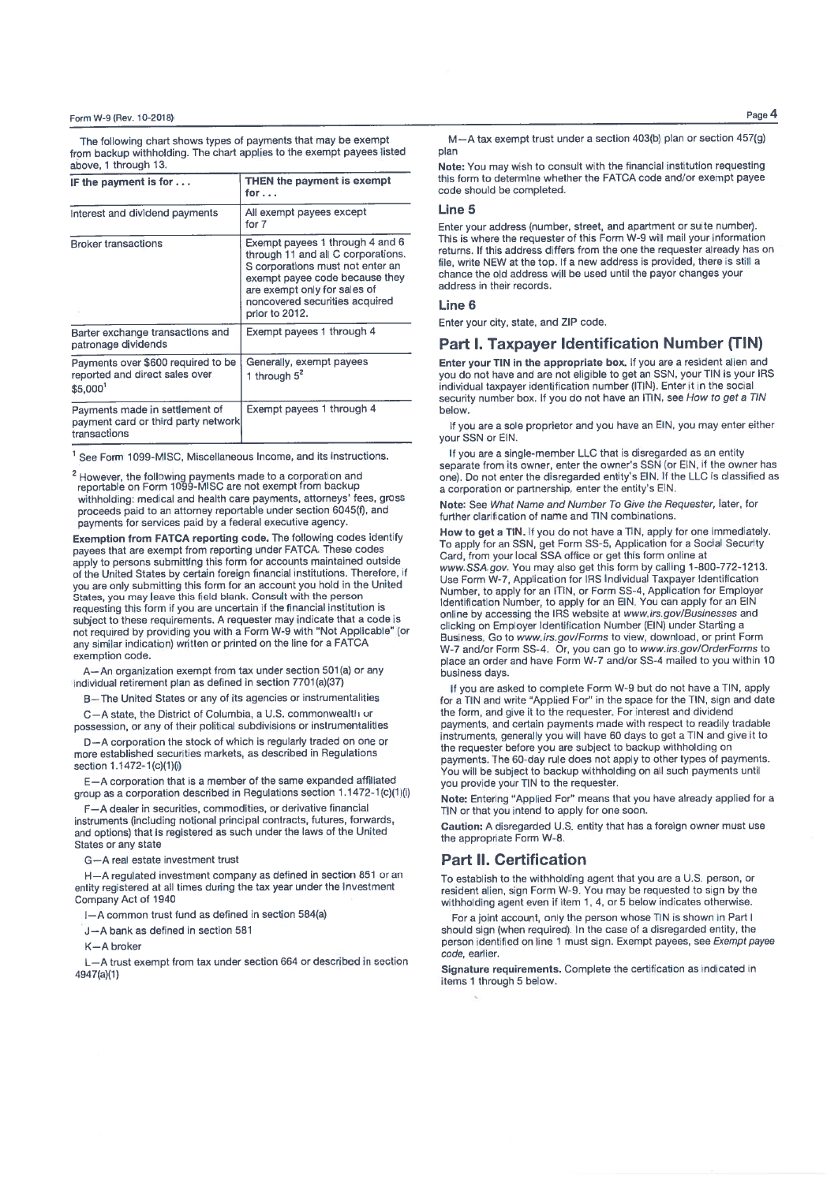The following chart shows types of payments that may be exempt from backup withholding. The chart applies to the exempt payees listed above, 1 through 13.

| IF the payment is for . . . | THEN the payment is exempt for . . . |
|---|---|
| Interest and dividend payments | All exempt payees except for 7 |
| Broker transactions | Exempt payees 1 through 4 and 6 through 11 and all C corporations. S corporations must not enter an exempt payee code because they are exempt only for sales of noncovered securities acquired prior to 2012. |
| Barter exchange transactions and patronage dividends | Exempt payees 1 through 4 |
| Payments over $600 required to be reported and direct sales over $5,000[1] | Generally, exempt payees 1 through 5[2] |
| Payments made in settlement of payment card or third party network transactions | Exempt payees 1 through 4 |

[1] See Form 1099-MISC, Miscellaneous Income, and its instructions.

[2] However, the following payments made to a corporation and reportable on Form 1099-MISC are not exempt from backup withholding: medical and health care payments, attorneys' fees, gross proceeds paid to an attorney reportable under section 6045(f), and payments for services paid by a federal executive agency.

**Exemption from FATCA reporting code.** The following codes identify payees that are exempt from reporting under FATCA. These codes apply to persons submitting this form for accounts maintained outside of the United States by certain foreign financial institutions. Therefore, if you are only submitting this form for an account you hold in the United States, you may leave this field blank. Consult with the person requesting this form if you are uncertain if the financial institution is subject to these requirements. A requester may indicate that a code is not required by providing you with a Form W-9 with "Not Applicable" (or any similar indication) written or printed on the line for a FATCA exemption code.

A—An organization exempt from tax under section 501(a) or any individual retirement plan as defined in section 7701(a)(37)

B—The United States or any of its agencies or instrumentalities

C—A state, the District of Columbia, a U.S. commonwealth or possession, or any of their political subdivisions or instrumentalities

D—A corporation the stock of which is regularly traded on one or more established securities markets, as described in Regulations section 1.1472-1(c)(1)(i)

E—A corporation that is a member of the same expanded affiliated group as a corporation described in Regulations section 1.1472-1(c)(1)(i)

F—A dealer in securities, commodities, or derivative financial instruments (including notional principal contracts, futures, forwards, and options) that is registered as such under the laws of the United States or any state

G—A real estate investment trust

H—A regulated investment company as defined in section 851 or an entity registered at all times during the tax year under the Investment Company Act of 1940

I—A common trust fund as defined in section 584(a)

J—A bank as defined in section 581

K—A broker

L—A trust exempt from tax under section 664 or described in section 4947(a)(1)

M—A tax exempt trust under a section 403(b) plan or section 457(g) plan

**Note:** You may wish to consult with the financial institution requesting this form to determine whether the FATCA code and/or exempt payee code should be completed.

### Line 5

Enter your address (number, street, and apartment or suite number). This is where the requester of this Form W-9 will mail your information returns. If this address differs from the one the requester already has on file, write NEW at the top. If a new address is provided, there is still a chance the old address will be used until the payor changes your address in their records.

### Line 6

Enter your city, state, and ZIP code.

## Part I. Taxpayer Identification Number (TIN)

**Enter your TIN in the appropriate box.** If you are a resident alien and you do not have and are not eligible to get an SSN, your TIN is your IRS individual taxpayer identification number (ITIN). Enter it in the social security number box. If you do not have an ITIN, see *How to get a TIN* below.

If you are a sole proprietor and you have an EIN, you may enter either your SSN or EIN.

If you are a single-member LLC that is disregarded as an entity separate from its owner, enter the owner's SSN (or EIN, if the owner has one). Do not enter the disregarded entity's EIN. If the LLC is classified as a corporation or partnership, enter the entity's EIN.

**Note:** See *What Name and Number To Give the Requester,* later, for further clarification of name and TIN combinations.

**How to get a TIN.** If you do not have a TIN, apply for one immediately. To apply for an SSN, get Form SS-5, Application for a Social Security Card, from your local SSA office or get this form online at *www.SSA.gov*. You may also get this form by calling 1-800-772-1213. Use Form W-7, Application for IRS Individual Taxpayer Identification Number, to apply for an ITIN, or Form SS-4, Application for Employer Identification Number, to apply for an EIN. You can apply for an EIN online by accessing the IRS website at *www.irs.gov/Businesses* and clicking on Employer Identification Number (EIN) under Starting a Business. Go to *www.irs.gov/Forms* to view, download, or print Form W-7 and/or Form SS-4. Or, you can go to *www.irs.gov/OrderForms* to place an order and have Form W-7 and/or SS-4 mailed to you within 10 business days.

If you are asked to complete Form W-9 but do not have a TIN, apply for a TIN and write "Applied For" in the space for the TIN, sign and date the form, and give it to the requester. For interest and dividend payments, and certain payments made with respect to readily tradable instruments, generally you will have 60 days to get a TIN and give it to the requester before you are subject to backup withholding on payments. The 60-day rule does not apply to other types of payments. You will be subject to backup withholding on all such payments until you provide your TIN to the requester.

**Note:** Entering "Applied For" means that you have already applied for a TIN or that you intend to apply for one soon.

**Caution:** A disregarded U.S. entity that has a foreign owner must use the appropriate Form W-8.

## Part II. Certification

To establish to the withholding agent that you are a U.S. person, or resident alien, sign Form W-9. You may be requested to sign by the withholding agent even if item 1, 4, or 5 below indicates otherwise.

For a joint account, only the person whose TIN is shown in Part I should sign (when required). In the case of a disregarded entity, the person identified on line 1 must sign. Exempt payees, see *Exempt payee code,* earlier.

**Signature requirements.** Complete the certification as indicated in items 1 through 5 below.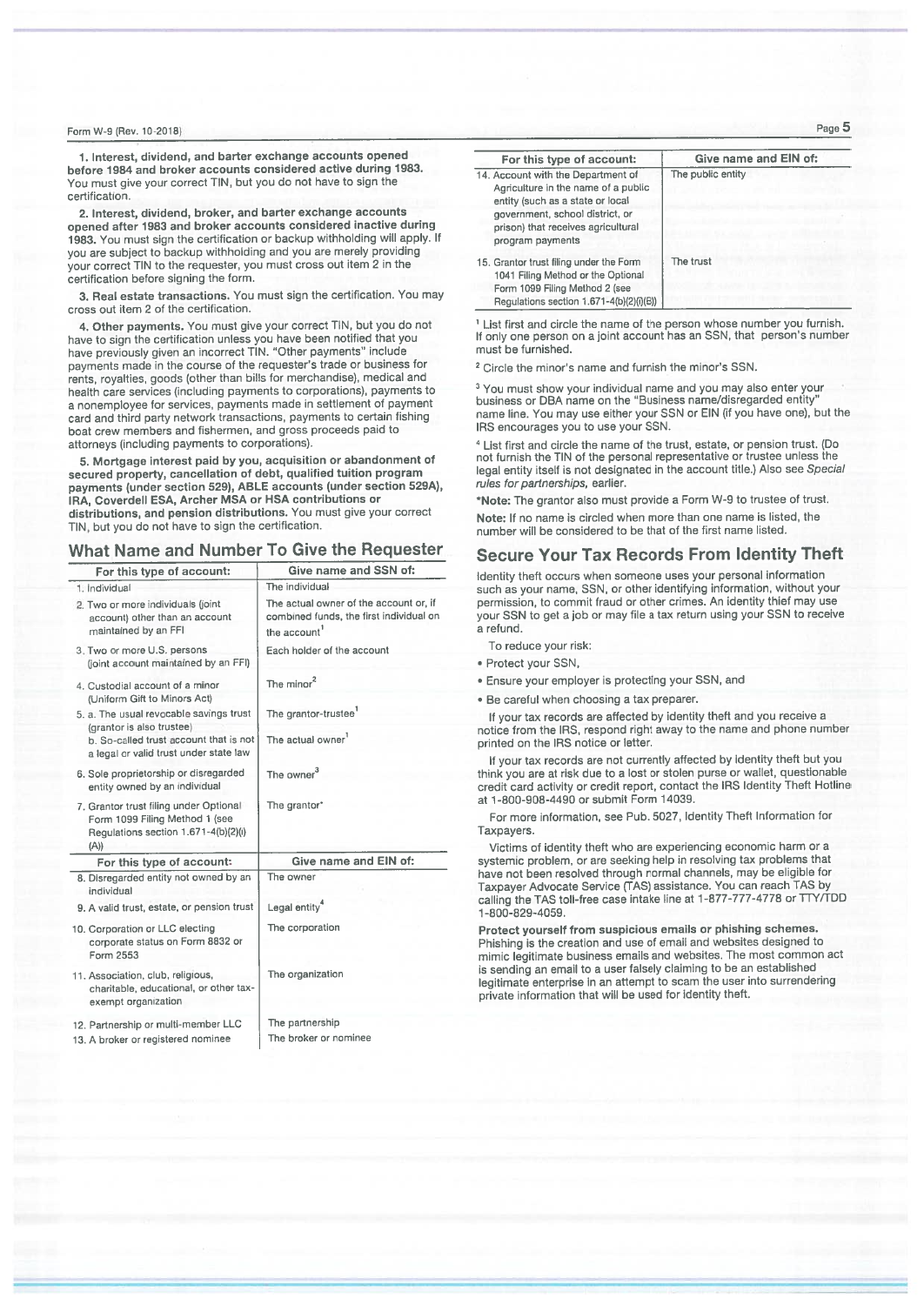**1. Interest, dividend, and barter exchange accounts opened before 1984 and broker accounts considered active during 1983.** You must give your correct TIN, but you do not have to sign the certification.

**2. Interest, dividend, broker, and barter exchange accounts opened after 1983 and broker accounts considered inactive during 1983.** You must sign the certification or backup withholding will apply. If you are subject to backup withholding and you are merely providing your correct TIN to the requester, you must cross out item 2 in the certification before signing the form.

**3. Real estate transactions.** You must sign the certification. You may cross out item 2 of the certification.

**4. Other payments.** You must give your correct TIN, but you do not have to sign the certification unless you have been notified that you have previously given an incorrect TIN. "Other payments" include payments made in the course of the requester's trade or business for rents, royalties, goods (other than bills for merchandise), medical and health care services (including payments to corporations), payments to a nonemployee for services, payments made in settlement of payment card and third party network transactions, payments to certain fishing boat crew members and fishermen, and gross proceeds paid to attorneys (including payments to corporations).

**5. Mortgage interest paid by you, acquisition or abandonment of secured property, cancellation of debt, qualified tuition program payments (under section 529), ABLE accounts (under section 529A), IRA, Coverdell ESA, Archer MSA or HSA contributions or distributions, and pension distributions.** You must give your correct TIN, but you do not have to sign the certification.

## What Name and Number To Give the Requester

| For this type of account: | Give name and SSN of: |
|---|---|
| 1. Individual | The individual |
| 2. Two or more individuals (joint account) other than an account maintained by an FFI | The actual owner of the account or, if combined funds, the first individual on the account[1] |
| 3. Two or more U.S. persons (joint account maintained by an FFI) | Each holder of the account |
| 4. Custodial account of a minor (Uniform Gift to Minors Act) | The minor[2] |
| 5. a. The usual revocable savings trust (grantor is also trustee) | The grantor-trustee[1] |
| b. So-called trust account that is not a legal or valid trust under state law | The actual owner[1] |
| 6. Sole proprietorship or disregarded entity owned by an individual | The owner[3] |
| 7. Grantor trust filing under Optional Form 1099 Filing Method 1 (see Regulations section 1.671-4(b)(2)(i)(A)) | The grantor* |
| **For this type of account:** | **Give name and EIN of:** |
| 8. Disregarded entity not owned by an individual | The owner |
| 9. A valid trust, estate, or pension trust | Legal entity[4] |
| 10. Corporation or LLC electing corporate status on Form 8832 or Form 2553 | The corporation |
| 11. Association, club, religious, charitable, educational, or other tax-exempt organization | The organization |
| 12. Partnership or multi-member LLC | The partnership |
| 13. A broker or registered nominee | The broker or nominee |
| 14. Account with the Department of Agriculture in the name of a public entity (such as a state or local government, school district, or prison) that receives agricultural program payments | The public entity |
| 15. Grantor trust filing under the Form 1041 Filing Method or the Optional Form 1099 Filing Method 2 (see Regulations section 1.671-4(b)(2)(i)(B)) | The trust |

[1] List first and circle the name of the person whose number you furnish. If only one person on a joint account has an SSN, that person's number must be furnished.

[2] Circle the minor's name and furnish the minor's SSN.

[3] You must show your individual name and you may also enter your business or DBA name on the "Business name/disregarded entity" name line. You may use either your SSN or EIN (if you have one), but the IRS encourages you to use your SSN.

[4] List first and circle the name of the trust, estate, or pension trust. (Do not furnish the TIN of the personal representative or trustee unless the legal entity itself is not designated in the account title.) Also see *Special rules for partnerships,* earlier.

***Note:** The grantor also must provide a Form W-9 to trustee of trust.

**Note:** If no name is circled when more than one name is listed, the number will be considered to be that of the first name listed.

## Secure Your Tax Records From Identity Theft

Identity theft occurs when someone uses your personal information such as your name, SSN, or other identifying information, without your permission, to commit fraud or other crimes. An identity thief may use your SSN to get a job or may file a tax return using your SSN to receive a refund.

To reduce your risk:

- Protect your SSN,
- Ensure your employer is protecting your SSN, and
- Be careful when choosing a tax preparer.

If your tax records are affected by identity theft and you receive a notice from the IRS, respond right away to the name and phone number printed on the IRS notice or letter.

If your tax records are not currently affected by identity theft but you think you are at risk due to a lost or stolen purse or wallet, questionable credit card activity or credit report, contact the IRS Identity Theft Hotline at 1-800-908-4490 or submit Form 14039.

For more information, see Pub. 5027, Identity Theft Information for Taxpayers.

Victims of identity theft who are experiencing economic harm or a systemic problem, or are seeking help in resolving tax problems that have not been resolved through normal channels, may be eligible for Taxpayer Advocate Service (TAS) assistance. You can reach TAS by calling the TAS toll-free case intake line at 1-877-777-4778 or TTY/TDD 1-800-829-4059.

**Protect yourself from suspicious emails or phishing schemes.** Phishing is the creation and use of email and websites designed to mimic legitimate business emails and websites. The most common act is sending an email to a user falsely claiming to be an established legitimate enterprise in an attempt to scam the user into surrendering private information that will be used for identity theft.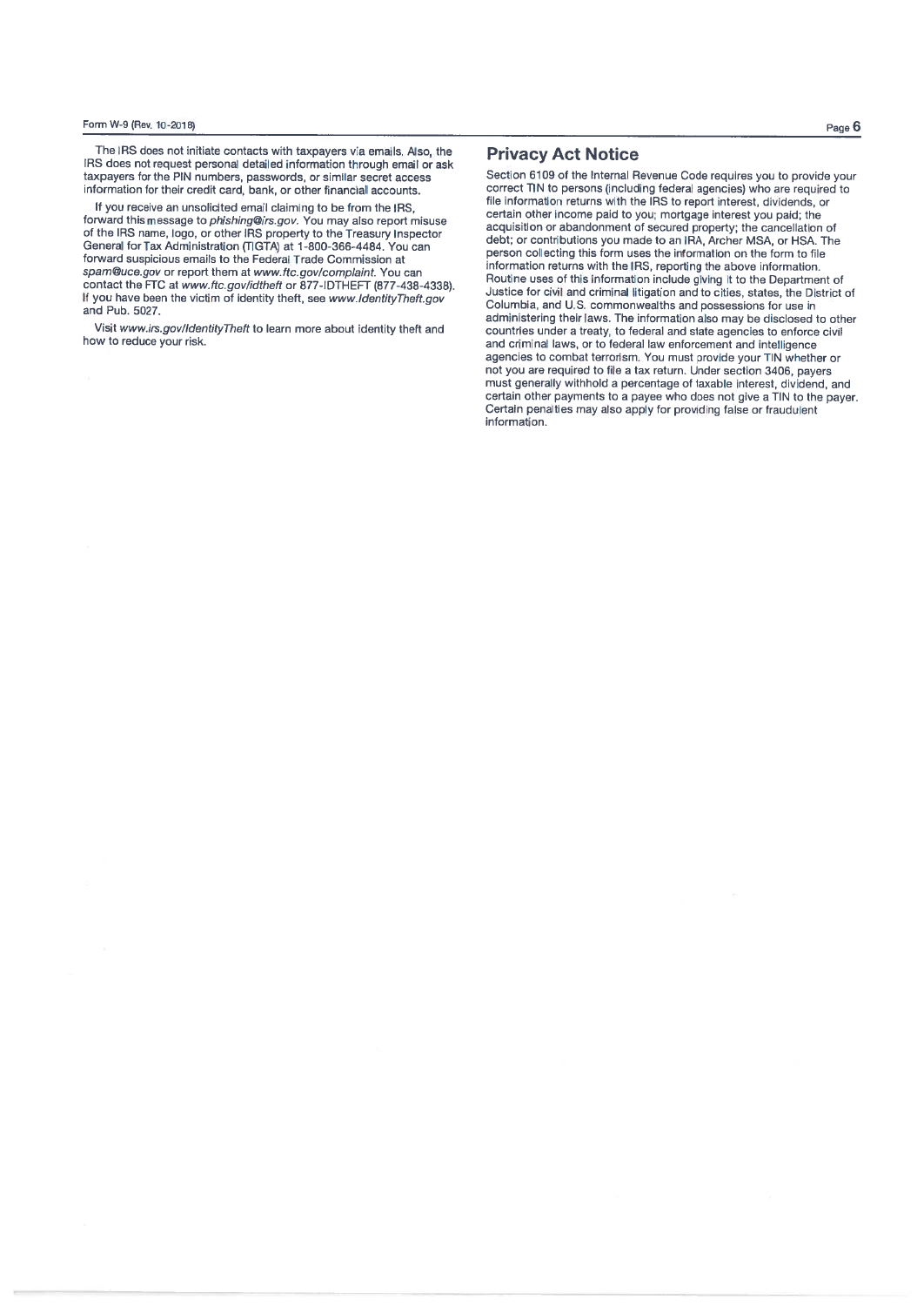The IRS does not initiate contacts with taxpayers via emails. Also, the IRS does not request personal detailed information through email or ask taxpayers for the PIN numbers, passwords, or similar secret access information for their credit card, bank, or other financial accounts.

If you receive an unsolicited email claiming to be from the IRS, forward this message to *phishing@irs.gov*. You may also report misuse of the IRS name, logo, or other IRS property to the Treasury Inspector General for Tax Administration (TIGTA) at 1-800-366-4484. You can forward suspicious emails to the Federal Trade Commission at *spam@uce.gov* or report them at *www.ftc.gov/complaint*. You can contact the FTC at *www.ftc.gov/idtheft* or 877-IDTHEFT (877-438-4338). If you have been the victim of identity theft, see *www.IdentityTheft.gov* and Pub. 5027.

Visit *www.irs.gov/IdentityTheft* to learn more about identity theft and how to reduce your risk.

## Privacy Act Notice

Section 6109 of the Internal Revenue Code requires you to provide your correct TIN to persons (including federal agencies) who are required to file information returns with the IRS to report interest, dividends, or certain other income paid to you; mortgage interest you paid; the acquisition or abandonment of secured property; the cancellation of debt; or contributions you made to an IRA, Archer MSA, or HSA. The person collecting this form uses the information on the form to file information returns with the IRS, reporting the above information. Routine uses of this information include giving it to the Department of Justice for civil and criminal litigation and to cities, states, the District of Columbia, and U.S. commonwealths and possessions for use in administering their laws. The information also may be disclosed to other countries under a treaty, to federal and state agencies to enforce civil and criminal laws, or to federal law enforcement and intelligence agencies to combat terrorism. You must provide your TIN whether or not you are required to file a tax return. Under section 3406, payers must generally withhold a percentage of taxable interest, dividend, and certain other payments to a payee who does not give a TIN to the payer. Certain penalties may also apply for providing false or fraudulent information.